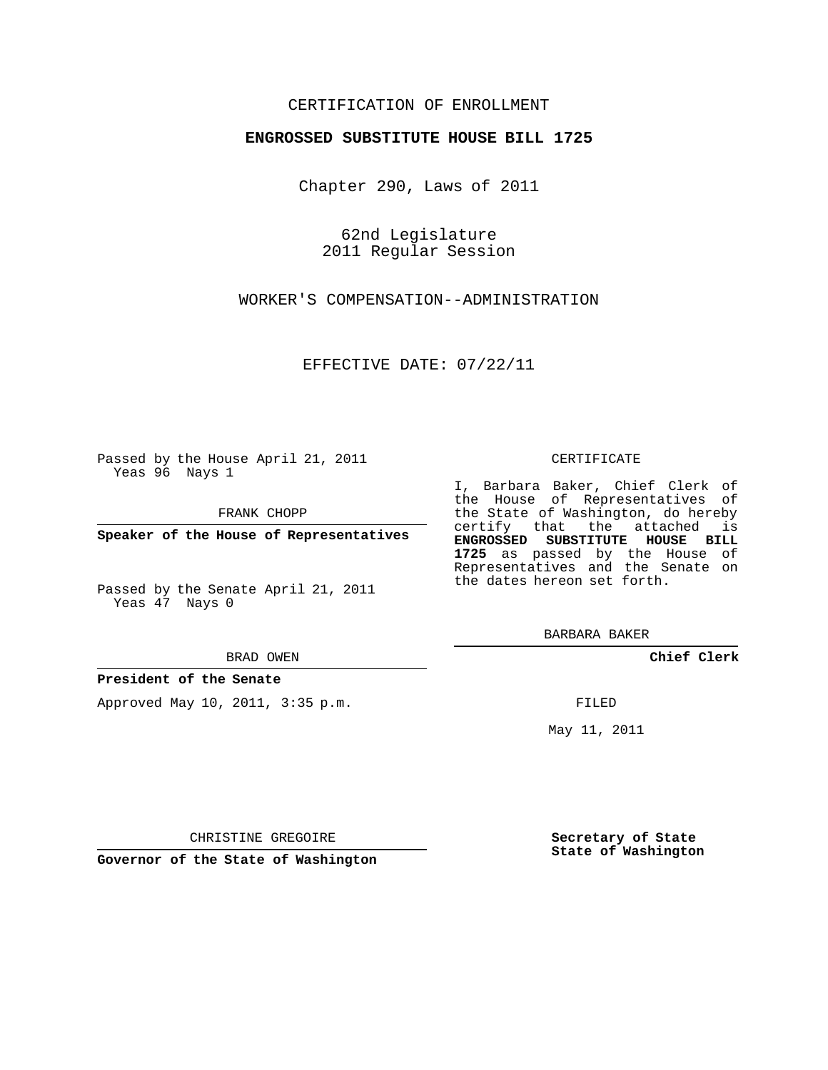CERTIFICATION OF ENROLLMENT

**ENGROSSED SUBSTITUTE HOUSE BILL 1725**

Chapter 290, Laws of 2011

62nd Legislature
2011 Regular Session

WORKER'S COMPENSATION--ADMINISTRATION

EFFECTIVE DATE: 07/22/11

Passed by the House April 21, 2011
Yeas 96 Nays 1

FRANK CHOPP

**Speaker of the House of Representatives**

Passed by the Senate April 21, 2011
Yeas 47 Nays 0

BRAD OWEN

**President of the Senate**

Approved May 10, 2011, 3:35 p.m.

CHRISTINE GREGOIRE

**Governor of the State of Washington**

CERTIFICATE

I, Barbara Baker, Chief Clerk of the House of Representatives of the State of Washington, do hereby certify that the attached is **ENGROSSED SUBSTITUTE HOUSE BILL 1725** as passed by the House of Representatives and the Senate on the dates hereon set forth.

BARBARA BAKER

**Chief Clerk**

FILED

May 11, 2011

**Secretary of State**
**State of Washington**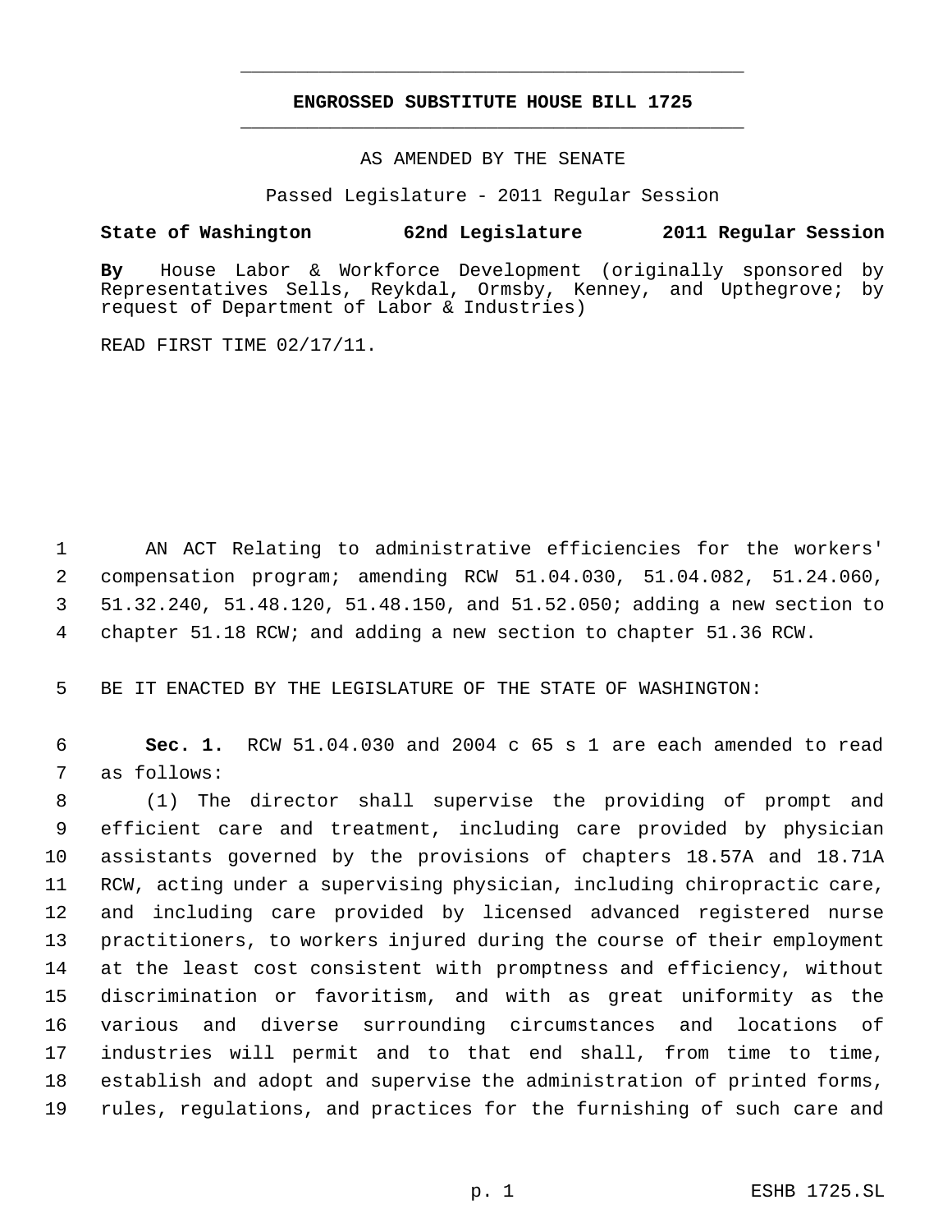# ENGROSSED SUBSTITUTE HOUSE BILL 1725

AS AMENDED BY THE SENATE

Passed Legislature - 2011 Regular Session

**State of Washington 62nd Legislature 2011 Regular Session**

**By** House Labor & Workforce Development (originally sponsored by Representatives Sells, Reykdal, Ormsby, Kenney, and Upthegrove; by request of Department of Labor & Industries)

READ FIRST TIME 02/17/11.

AN ACT Relating to administrative efficiencies for the workers' compensation program; amending RCW 51.04.030, 51.04.082, 51.24.060, 51.32.240, 51.48.120, 51.48.150, and 51.52.050; adding a new section to chapter 51.18 RCW; and adding a new section to chapter 51.36 RCW.

BE IT ENACTED BY THE LEGISLATURE OF THE STATE OF WASHINGTON:

**Sec. 1.** RCW 51.04.030 and 2004 c 65 s 1 are each amended to read as follows:

(1) The director shall supervise the providing of prompt and efficient care and treatment, including care provided by physician assistants governed by the provisions of chapters 18.57A and 18.71A RCW, acting under a supervising physician, including chiropractic care, and including care provided by licensed advanced registered nurse practitioners, to workers injured during the course of their employment at the least cost consistent with promptness and efficiency, without discrimination or favoritism, and with as great uniformity as the various and diverse surrounding circumstances and locations of industries will permit and to that end shall, from time to time, establish and adopt and supervise the administration of printed forms, rules, regulations, and practices for the furnishing of such care and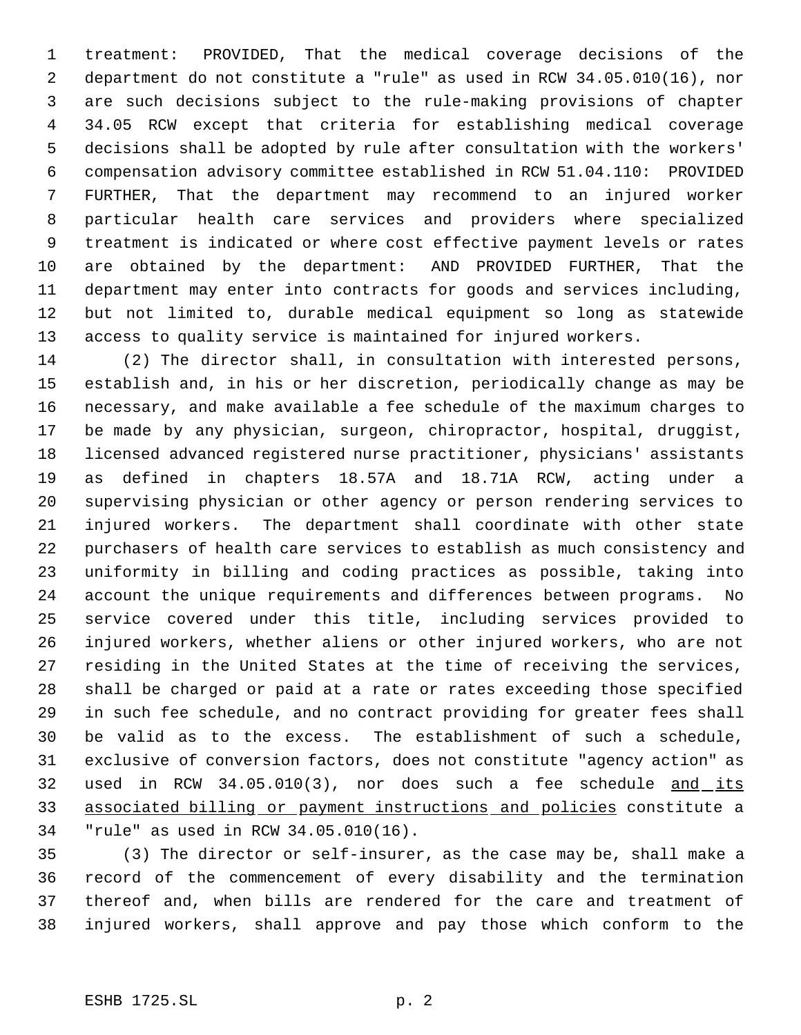treatment: PROVIDED, That the medical coverage decisions of the department do not constitute a "rule" as used in RCW 34.05.010(16), nor are such decisions subject to the rule-making provisions of chapter 34.05 RCW except that criteria for establishing medical coverage decisions shall be adopted by rule after consultation with the workers' compensation advisory committee established in RCW 51.04.110: PROVIDED FURTHER, That the department may recommend to an injured worker particular health care services and providers where specialized treatment is indicated or where cost effective payment levels or rates are obtained by the department: AND PROVIDED FURTHER, That the department may enter into contracts for goods and services including, but not limited to, durable medical equipment so long as statewide access to quality service is maintained for injured workers.

(2) The director shall, in consultation with interested persons, establish and, in his or her discretion, periodically change as may be necessary, and make available a fee schedule of the maximum charges to be made by any physician, surgeon, chiropractor, hospital, druggist, licensed advanced registered nurse practitioner, physicians' assistants as defined in chapters 18.57A and 18.71A RCW, acting under a supervising physician or other agency or person rendering services to injured workers. The department shall coordinate with other state purchasers of health care services to establish as much consistency and uniformity in billing and coding practices as possible, taking into account the unique requirements and differences between programs. No service covered under this title, including services provided to injured workers, whether aliens or other injured workers, who are not residing in the United States at the time of receiving the services, shall be charged or paid at a rate or rates exceeding those specified in such fee schedule, and no contract providing for greater fees shall be valid as to the excess. The establishment of such a schedule, exclusive of conversion factors, does not constitute "agency action" as used in RCW 34.05.010(3), nor does such a fee schedule <u>and its associated billing or payment instructions and policies</u> constitute a "rule" as used in RCW 34.05.010(16).

(3) The director or self-insurer, as the case may be, shall make a record of the commencement of every disability and the termination thereof and, when bills are rendered for the care and treatment of injured workers, shall approve and pay those which conform to the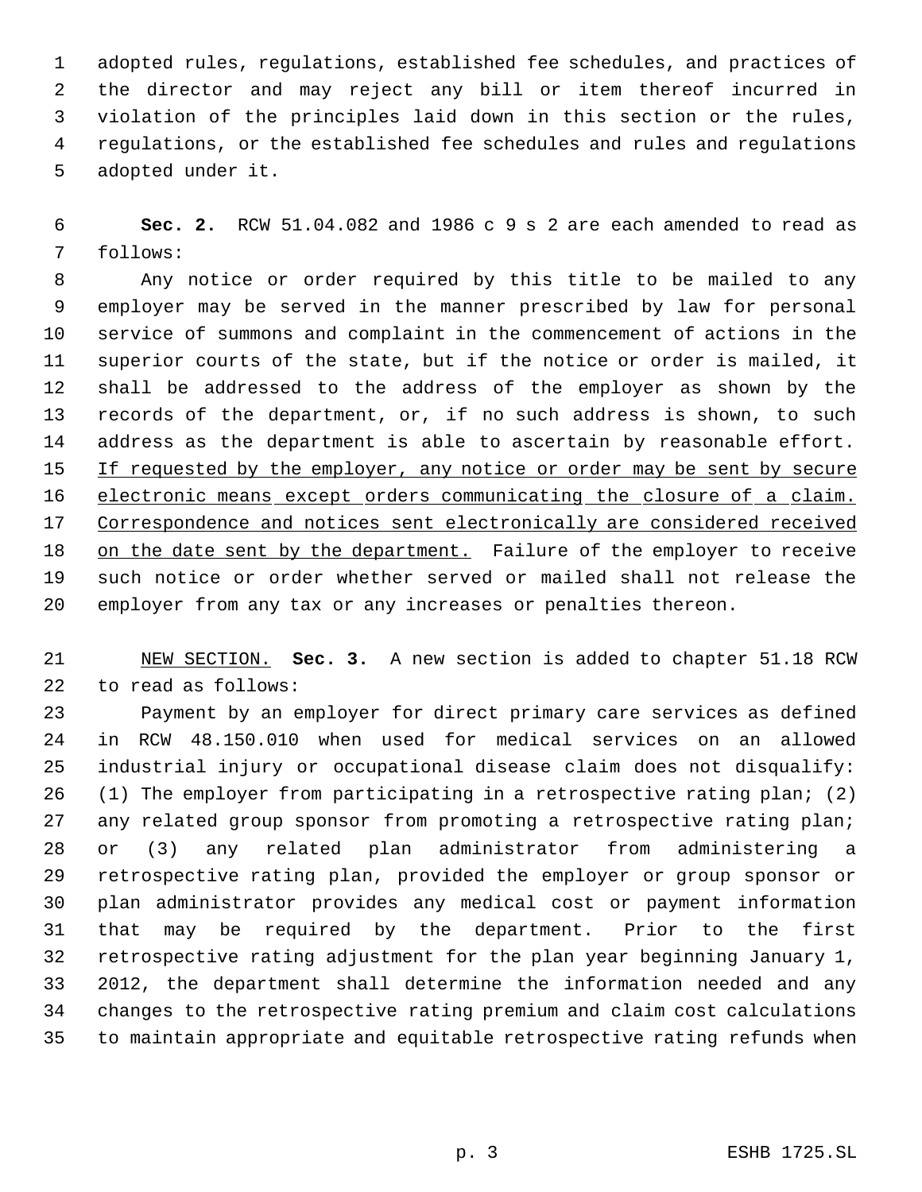adopted rules, regulations, established fee schedules, and practices of the director and may reject any bill or item thereof incurred in violation of the principles laid down in this section or the rules, regulations, or the established fee schedules and rules and regulations adopted under it.

**Sec. 2.** RCW 51.04.082 and 1986 c 9 s 2 are each amended to read as follows:

Any notice or order required by this title to be mailed to any employer may be served in the manner prescribed by law for personal service of summons and complaint in the commencement of actions in the superior courts of the state, but if the notice or order is mailed, it shall be addressed to the address of the employer as shown by the records of the department, or, if no such address is shown, to such address as the department is able to ascertain by reasonable effort. <u>If requested by the employer, any notice or order may be sent by secure electronic means except orders communicating the closure of a claim. Correspondence and notices sent electronically are considered received on the date sent by the department.</u> Failure of the employer to receive such notice or order whether served or mailed shall not release the employer from any tax or any increases or penalties thereon.

<u>NEW SECTION.</u> **Sec. 3.** A new section is added to chapter 51.18 RCW to read as follows:

Payment by an employer for direct primary care services as defined in RCW 48.150.010 when used for medical services on an allowed industrial injury or occupational disease claim does not disqualify: (1) The employer from participating in a retrospective rating plan; (2) any related group sponsor from promoting a retrospective rating plan; or (3) any related plan administrator from administering a retrospective rating plan, provided the employer or group sponsor or plan administrator provides any medical cost or payment information that may be required by the department. Prior to the first retrospective rating adjustment for the plan year beginning January 1, 2012, the department shall determine the information needed and any changes to the retrospective rating premium and claim cost calculations to maintain appropriate and equitable retrospective rating refunds when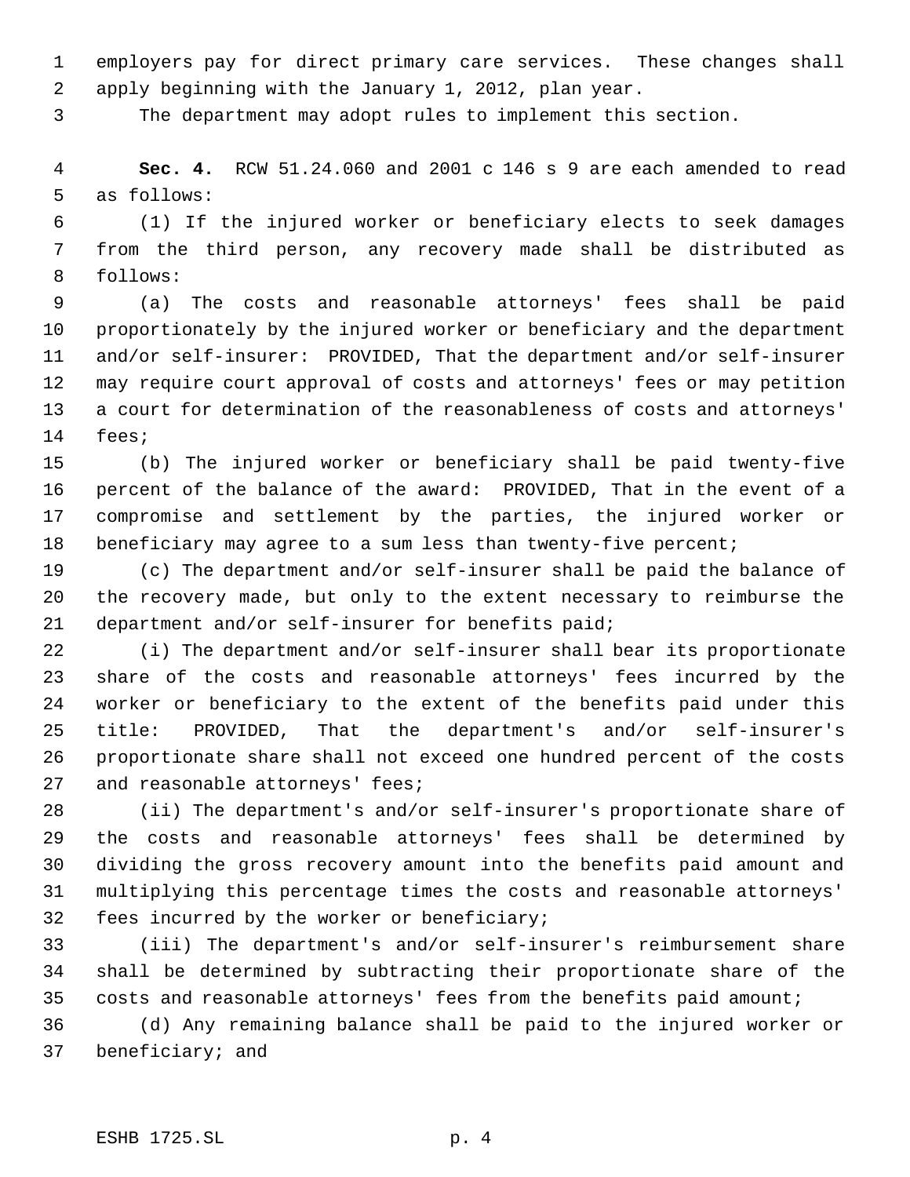employers pay for direct primary care services. These changes shall apply beginning with the January 1, 2012, plan year.

The department may adopt rules to implement this section.

**Sec. 4.** RCW 51.24.060 and 2001 c 146 s 9 are each amended to read as follows:

(1) If the injured worker or beneficiary elects to seek damages from the third person, any recovery made shall be distributed as follows:

(a) The costs and reasonable attorneys' fees shall be paid proportionately by the injured worker or beneficiary and the department and/or self-insurer: PROVIDED, That the department and/or self-insurer may require court approval of costs and attorneys' fees or may petition a court for determination of the reasonableness of costs and attorneys' fees;

(b) The injured worker or beneficiary shall be paid twenty-five percent of the balance of the award: PROVIDED, That in the event of a compromise and settlement by the parties, the injured worker or beneficiary may agree to a sum less than twenty-five percent;

(c) The department and/or self-insurer shall be paid the balance of the recovery made, but only to the extent necessary to reimburse the department and/or self-insurer for benefits paid;

(i) The department and/or self-insurer shall bear its proportionate share of the costs and reasonable attorneys' fees incurred by the worker or beneficiary to the extent of the benefits paid under this title: PROVIDED, That the department's and/or self-insurer's proportionate share shall not exceed one hundred percent of the costs and reasonable attorneys' fees;

(ii) The department's and/or self-insurer's proportionate share of the costs and reasonable attorneys' fees shall be determined by dividing the gross recovery amount into the benefits paid amount and multiplying this percentage times the costs and reasonable attorneys' fees incurred by the worker or beneficiary;

(iii) The department's and/or self-insurer's reimbursement share shall be determined by subtracting their proportionate share of the costs and reasonable attorneys' fees from the benefits paid amount;

(d) Any remaining balance shall be paid to the injured worker or beneficiary; and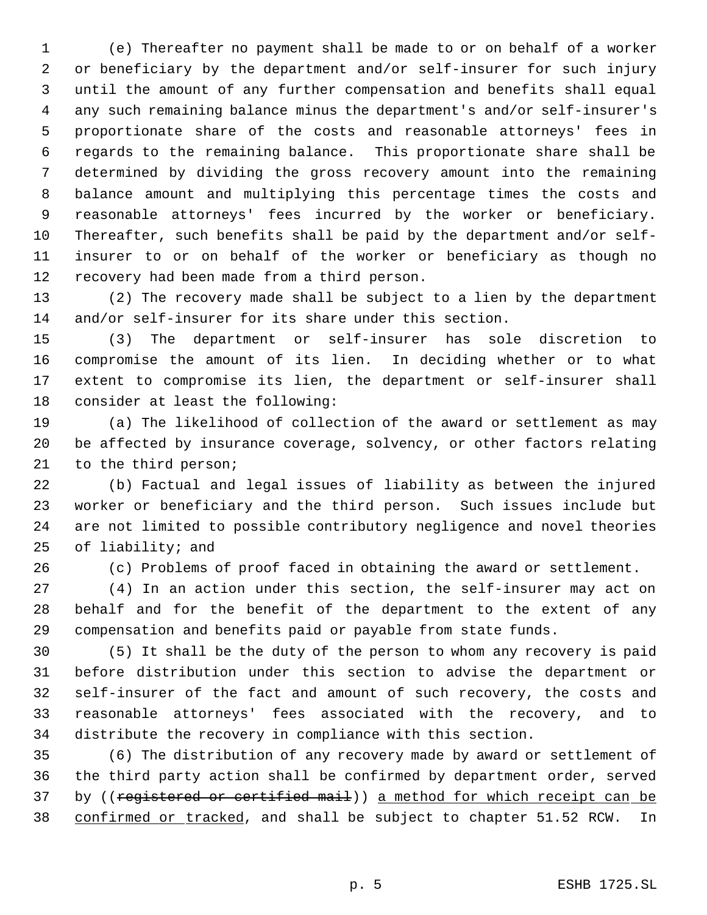(e) Thereafter no payment shall be made to or on behalf of a worker or beneficiary by the department and/or self-insurer for such injury until the amount of any further compensation and benefits shall equal any such remaining balance minus the department's and/or self-insurer's proportionate share of the costs and reasonable attorneys' fees in regards to the remaining balance. This proportionate share shall be determined by dividing the gross recovery amount into the remaining balance amount and multiplying this percentage times the costs and reasonable attorneys' fees incurred by the worker or beneficiary. Thereafter, such benefits shall be paid by the department and/or self-insurer to or on behalf of the worker or beneficiary as though no recovery had been made from a third person.

(2) The recovery made shall be subject to a lien by the department and/or self-insurer for its share under this section.

(3) The department or self-insurer has sole discretion to compromise the amount of its lien. In deciding whether or to what extent to compromise its lien, the department or self-insurer shall consider at least the following:

(a) The likelihood of collection of the award or settlement as may be affected by insurance coverage, solvency, or other factors relating to the third person;

(b) Factual and legal issues of liability as between the injured worker or beneficiary and the third person. Such issues include but are not limited to possible contributory negligence and novel theories of liability; and

(c) Problems of proof faced in obtaining the award or settlement.

(4) In an action under this section, the self-insurer may act on behalf and for the benefit of the department to the extent of any compensation and benefits paid or payable from state funds.

(5) It shall be the duty of the person to whom any recovery is paid before distribution under this section to advise the department or self-insurer of the fact and amount of such recovery, the costs and reasonable attorneys' fees associated with the recovery, and to distribute the recovery in compliance with this section.

(6) The distribution of any recovery made by award or settlement of the third party action shall be confirmed by department order, served by ((~~registered or certified mail~~)) <u>a method for which receipt can be confirmed or tracked</u>, and shall be subject to chapter 51.52 RCW. In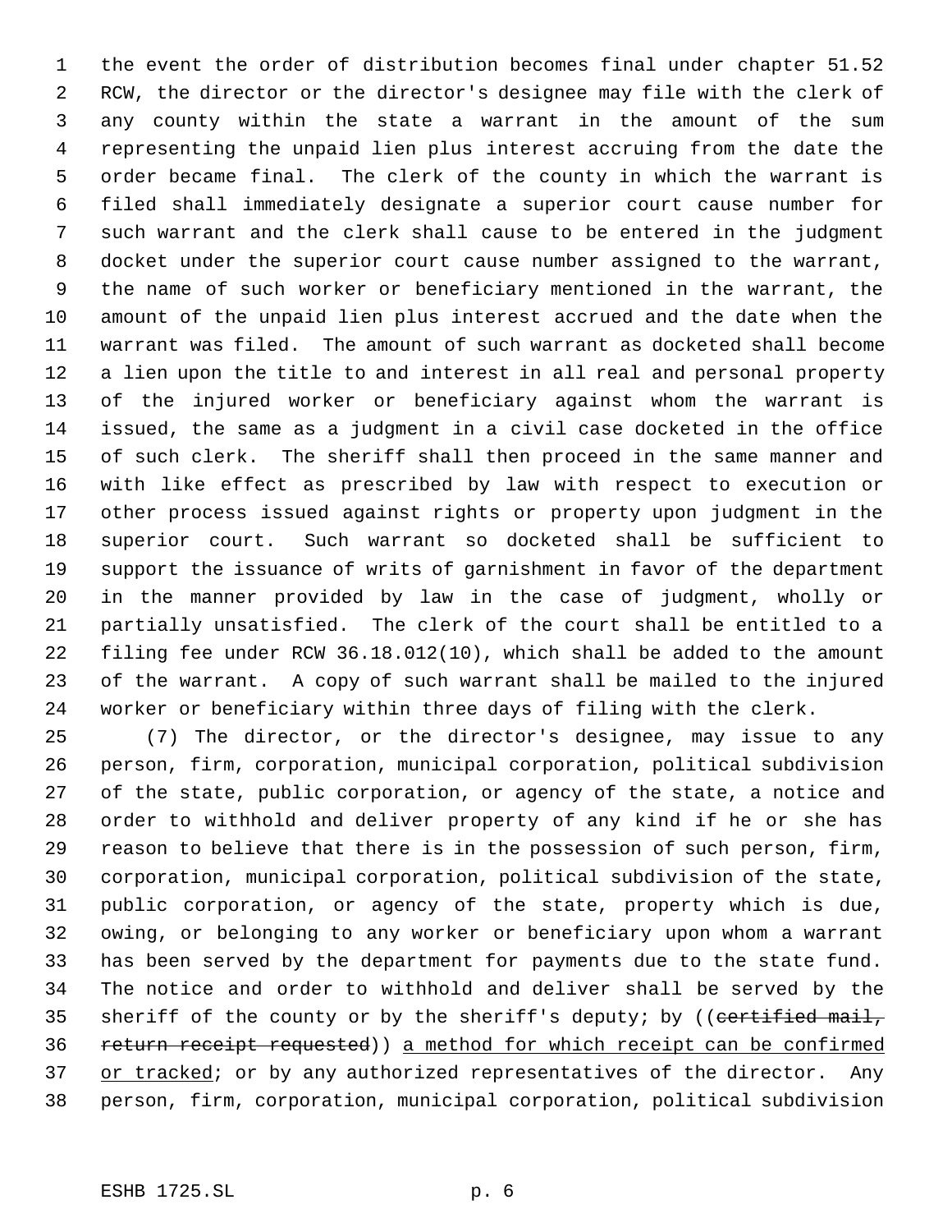the event the order of distribution becomes final under chapter 51.52 RCW, the director or the director's designee may file with the clerk of any county within the state a warrant in the amount of the sum representing the unpaid lien plus interest accruing from the date the order became final. The clerk of the county in which the warrant is filed shall immediately designate a superior court cause number for such warrant and the clerk shall cause to be entered in the judgment docket under the superior court cause number assigned to the warrant, the name of such worker or beneficiary mentioned in the warrant, the amount of the unpaid lien plus interest accrued and the date when the warrant was filed. The amount of such warrant as docketed shall become a lien upon the title to and interest in all real and personal property of the injured worker or beneficiary against whom the warrant is issued, the same as a judgment in a civil case docketed in the office of such clerk. The sheriff shall then proceed in the same manner and with like effect as prescribed by law with respect to execution or other process issued against rights or property upon judgment in the superior court. Such warrant so docketed shall be sufficient to support the issuance of writs of garnishment in favor of the department in the manner provided by law in the case of judgment, wholly or partially unsatisfied. The clerk of the court shall be entitled to a filing fee under RCW 36.18.012(10), which shall be added to the amount of the warrant. A copy of such warrant shall be mailed to the injured worker or beneficiary within three days of filing with the clerk.

(7) The director, or the director's designee, may issue to any person, firm, corporation, municipal corporation, political subdivision of the state, public corporation, or agency of the state, a notice and order to withhold and deliver property of any kind if he or she has reason to believe that there is in the possession of such person, firm, corporation, municipal corporation, political subdivision of the state, public corporation, or agency of the state, property which is due, owing, or belonging to any worker or beneficiary upon whom a warrant has been served by the department for payments due to the state fund. The notice and order to withhold and deliver shall be served by the sheriff of the county or by the sheriff's deputy; by ((~~certified mail, return receipt requested~~)) <u>a method for which receipt can be confirmed or tracked</u>; or by any authorized representatives of the director. Any person, firm, corporation, municipal corporation, political subdivision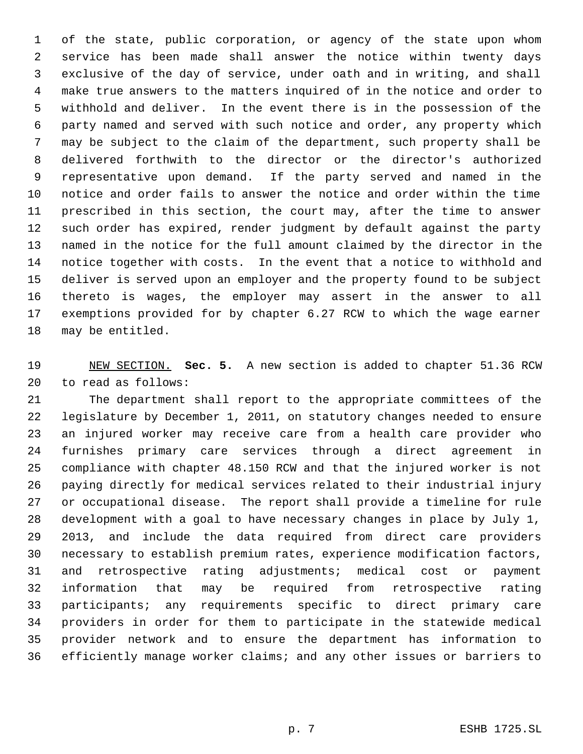of the state, public corporation, or agency of the state upon whom service has been made shall answer the notice within twenty days exclusive of the day of service, under oath and in writing, and shall make true answers to the matters inquired of in the notice and order to withhold and deliver. In the event there is in the possession of the party named and served with such notice and order, any property which may be subject to the claim of the department, such property shall be delivered forthwith to the director or the director's authorized representative upon demand. If the party served and named in the notice and order fails to answer the notice and order within the time prescribed in this section, the court may, after the time to answer such order has expired, render judgment by default against the party named in the notice for the full amount claimed by the director in the notice together with costs. In the event that a notice to withhold and deliver is served upon an employer and the property found to be subject thereto is wages, the employer may assert in the answer to all exemptions provided for by chapter 6.27 RCW to which the wage earner may be entitled.

NEW SECTION. **Sec. 5.** A new section is added to chapter 51.36 RCW to read as follows:

The department shall report to the appropriate committees of the legislature by December 1, 2011, on statutory changes needed to ensure an injured worker may receive care from a health care provider who furnishes primary care services through a direct agreement in compliance with chapter 48.150 RCW and that the injured worker is not paying directly for medical services related to their industrial injury or occupational disease. The report shall provide a timeline for rule development with a goal to have necessary changes in place by July 1, 2013, and include the data required from direct care providers necessary to establish premium rates, experience modification factors, and retrospective rating adjustments; medical cost or payment information that may be required from retrospective rating participants; any requirements specific to direct primary care providers in order for them to participate in the statewide medical provider network and to ensure the department has information to efficiently manage worker claims; and any other issues or barriers to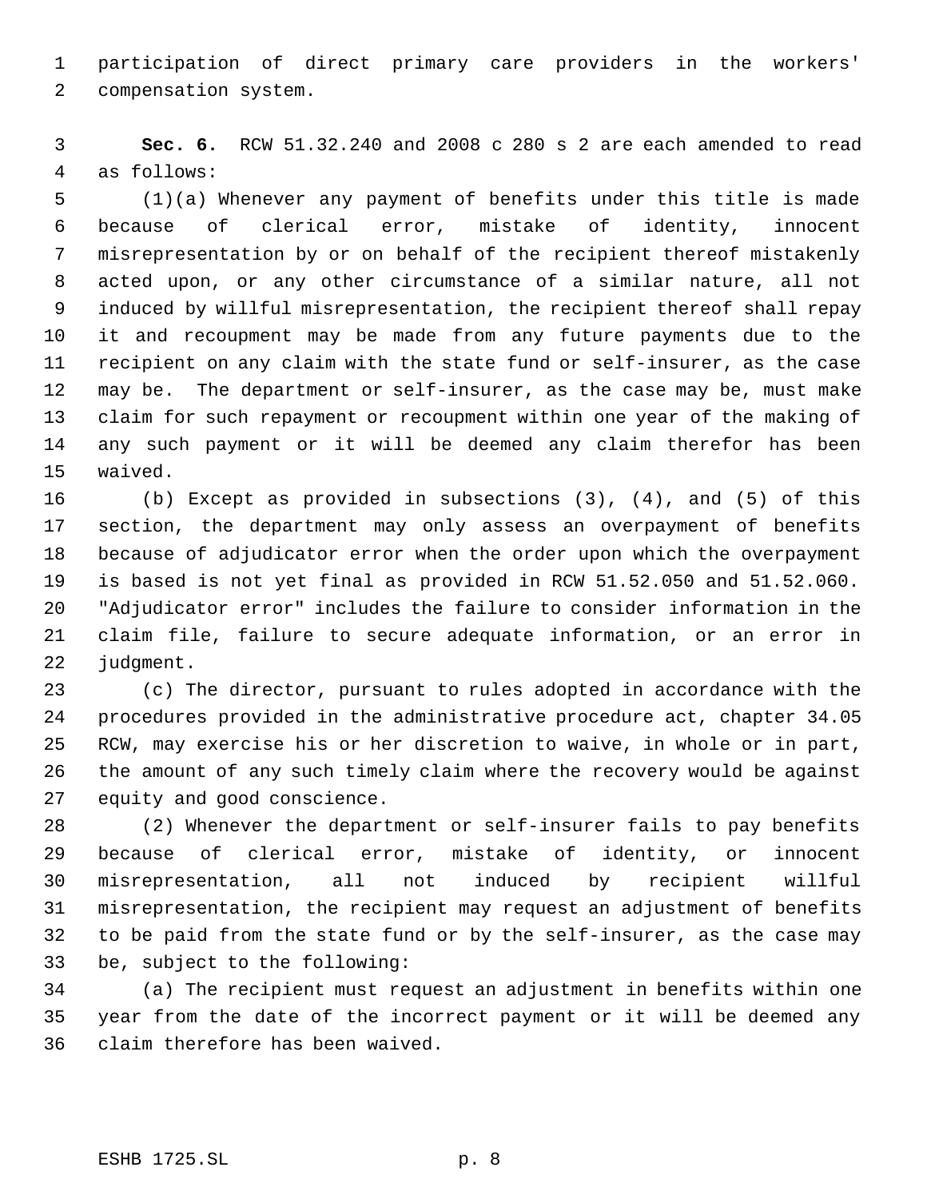participation of direct primary care providers in the workers' compensation system.

**Sec. 6.** RCW 51.32.240 and 2008 c 280 s 2 are each amended to read as follows:

(1)(a) Whenever any payment of benefits under this title is made because of clerical error, mistake of identity, innocent misrepresentation by or on behalf of the recipient thereof mistakenly acted upon, or any other circumstance of a similar nature, all not induced by willful misrepresentation, the recipient thereof shall repay it and recoupment may be made from any future payments due to the recipient on any claim with the state fund or self-insurer, as the case may be. The department or self-insurer, as the case may be, must make claim for such repayment or recoupment within one year of the making of any such payment or it will be deemed any claim therefor has been waived.

(b) Except as provided in subsections (3), (4), and (5) of this section, the department may only assess an overpayment of benefits because of adjudicator error when the order upon which the overpayment is based is not yet final as provided in RCW 51.52.050 and 51.52.060. "Adjudicator error" includes the failure to consider information in the claim file, failure to secure adequate information, or an error in judgment.

(c) The director, pursuant to rules adopted in accordance with the procedures provided in the administrative procedure act, chapter 34.05 RCW, may exercise his or her discretion to waive, in whole or in part, the amount of any such timely claim where the recovery would be against equity and good conscience.

(2) Whenever the department or self-insurer fails to pay benefits because of clerical error, mistake of identity, or innocent misrepresentation, all not induced by recipient willful misrepresentation, the recipient may request an adjustment of benefits to be paid from the state fund or by the self-insurer, as the case may be, subject to the following:

(a) The recipient must request an adjustment in benefits within one year from the date of the incorrect payment or it will be deemed any claim therefore has been waived.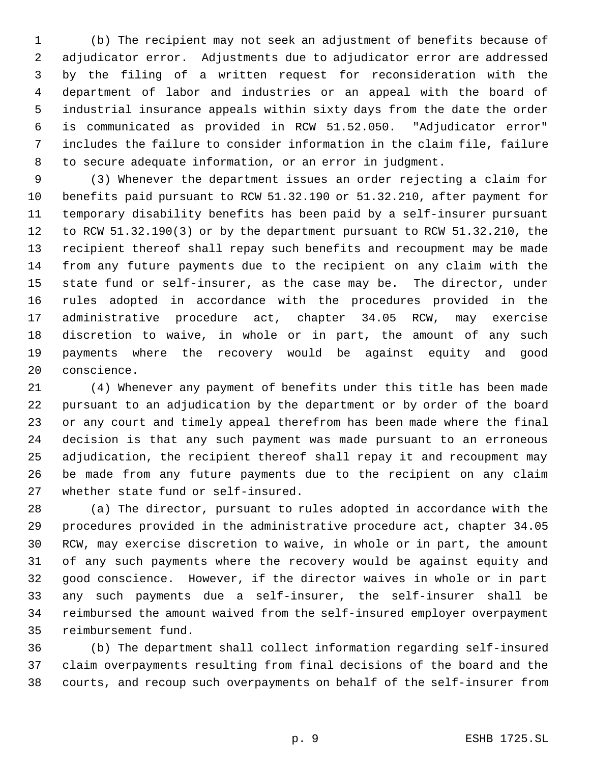(b) The recipient may not seek an adjustment of benefits because of adjudicator error. Adjustments due to adjudicator error are addressed by the filing of a written request for reconsideration with the department of labor and industries or an appeal with the board of industrial insurance appeals within sixty days from the date the order is communicated as provided in RCW 51.52.050. "Adjudicator error" includes the failure to consider information in the claim file, failure to secure adequate information, or an error in judgment.

(3) Whenever the department issues an order rejecting a claim for benefits paid pursuant to RCW 51.32.190 or 51.32.210, after payment for temporary disability benefits has been paid by a self-insurer pursuant to RCW 51.32.190(3) or by the department pursuant to RCW 51.32.210, the recipient thereof shall repay such benefits and recoupment may be made from any future payments due to the recipient on any claim with the state fund or self-insurer, as the case may be. The director, under rules adopted in accordance with the procedures provided in the administrative procedure act, chapter 34.05 RCW, may exercise discretion to waive, in whole or in part, the amount of any such payments where the recovery would be against equity and good conscience.

(4) Whenever any payment of benefits under this title has been made pursuant to an adjudication by the department or by order of the board or any court and timely appeal therefrom has been made where the final decision is that any such payment was made pursuant to an erroneous adjudication, the recipient thereof shall repay it and recoupment may be made from any future payments due to the recipient on any claim whether state fund or self-insured.

(a) The director, pursuant to rules adopted in accordance with the procedures provided in the administrative procedure act, chapter 34.05 RCW, may exercise discretion to waive, in whole or in part, the amount of any such payments where the recovery would be against equity and good conscience. However, if the director waives in whole or in part any such payments due a self-insurer, the self-insurer shall be reimbursed the amount waived from the self-insured employer overpayment reimbursement fund.

(b) The department shall collect information regarding self-insured claim overpayments resulting from final decisions of the board and the courts, and recoup such overpayments on behalf of the self-insurer from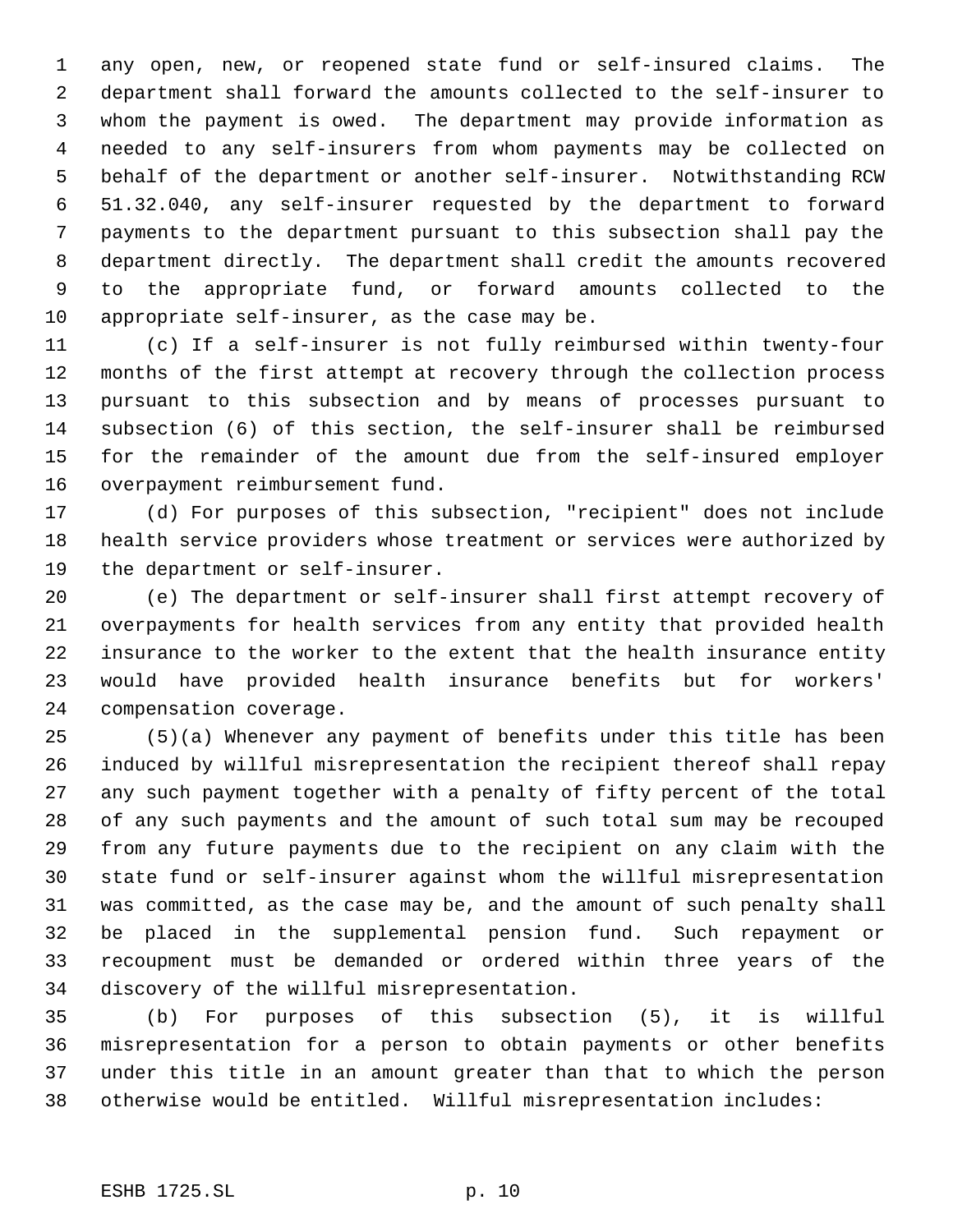any open, new, or reopened state fund or self-insured claims. The department shall forward the amounts collected to the self-insurer to whom the payment is owed. The department may provide information as needed to any self-insurers from whom payments may be collected on behalf of the department or another self-insurer. Notwithstanding RCW 51.32.040, any self-insurer requested by the department to forward payments to the department pursuant to this subsection shall pay the department directly. The department shall credit the amounts recovered to the appropriate fund, or forward amounts collected to the appropriate self-insurer, as the case may be.

(c) If a self-insurer is not fully reimbursed within twenty-four months of the first attempt at recovery through the collection process pursuant to this subsection and by means of processes pursuant to subsection (6) of this section, the self-insurer shall be reimbursed for the remainder of the amount due from the self-insured employer overpayment reimbursement fund.

(d) For purposes of this subsection, "recipient" does not include health service providers whose treatment or services were authorized by the department or self-insurer.

(e) The department or self-insurer shall first attempt recovery of overpayments for health services from any entity that provided health insurance to the worker to the extent that the health insurance entity would have provided health insurance benefits but for workers' compensation coverage.

(5)(a) Whenever any payment of benefits under this title has been induced by willful misrepresentation the recipient thereof shall repay any such payment together with a penalty of fifty percent of the total of any such payments and the amount of such total sum may be recouped from any future payments due to the recipient on any claim with the state fund or self-insurer against whom the willful misrepresentation was committed, as the case may be, and the amount of such penalty shall be placed in the supplemental pension fund. Such repayment or recoupment must be demanded or ordered within three years of the discovery of the willful misrepresentation.

(b) For purposes of this subsection (5), it is willful misrepresentation for a person to obtain payments or other benefits under this title in an amount greater than that to which the person otherwise would be entitled. Willful misrepresentation includes: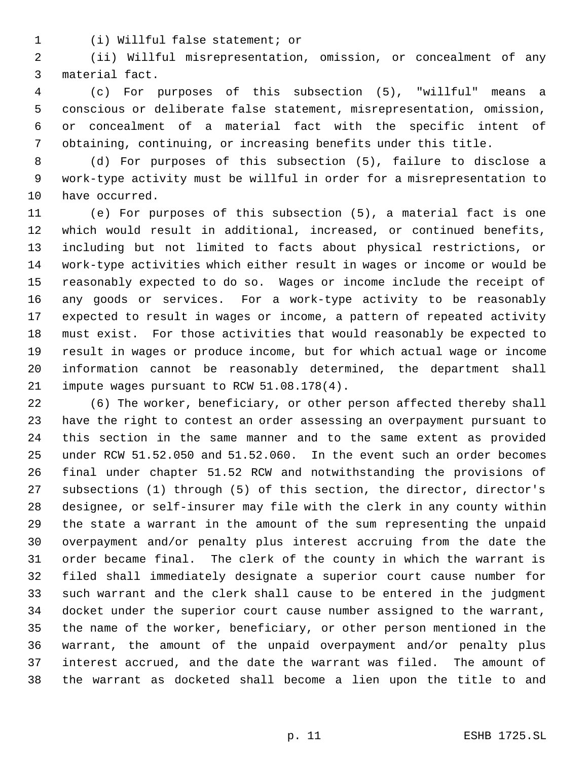(i) Willful false statement; or

(ii) Willful misrepresentation, omission, or concealment of any material fact.

(c) For purposes of this subsection (5), "willful" means a conscious or deliberate false statement, misrepresentation, omission, or concealment of a material fact with the specific intent of obtaining, continuing, or increasing benefits under this title.

(d) For purposes of this subsection (5), failure to disclose a work-type activity must be willful in order for a misrepresentation to have occurred.

(e) For purposes of this subsection (5), a material fact is one which would result in additional, increased, or continued benefits, including but not limited to facts about physical restrictions, or work-type activities which either result in wages or income or would be reasonably expected to do so. Wages or income include the receipt of any goods or services. For a work-type activity to be reasonably expected to result in wages or income, a pattern of repeated activity must exist. For those activities that would reasonably be expected to result in wages or produce income, but for which actual wage or income information cannot be reasonably determined, the department shall impute wages pursuant to RCW 51.08.178(4).

(6) The worker, beneficiary, or other person affected thereby shall have the right to contest an order assessing an overpayment pursuant to this section in the same manner and to the same extent as provided under RCW 51.52.050 and 51.52.060. In the event such an order becomes final under chapter 51.52 RCW and notwithstanding the provisions of subsections (1) through (5) of this section, the director, director's designee, or self-insurer may file with the clerk in any county within the state a warrant in the amount of the sum representing the unpaid overpayment and/or penalty plus interest accruing from the date the order became final. The clerk of the county in which the warrant is filed shall immediately designate a superior court cause number for such warrant and the clerk shall cause to be entered in the judgment docket under the superior court cause number assigned to the warrant, the name of the worker, beneficiary, or other person mentioned in the warrant, the amount of the unpaid overpayment and/or penalty plus interest accrued, and the date the warrant was filed. The amount of the warrant as docketed shall become a lien upon the title to and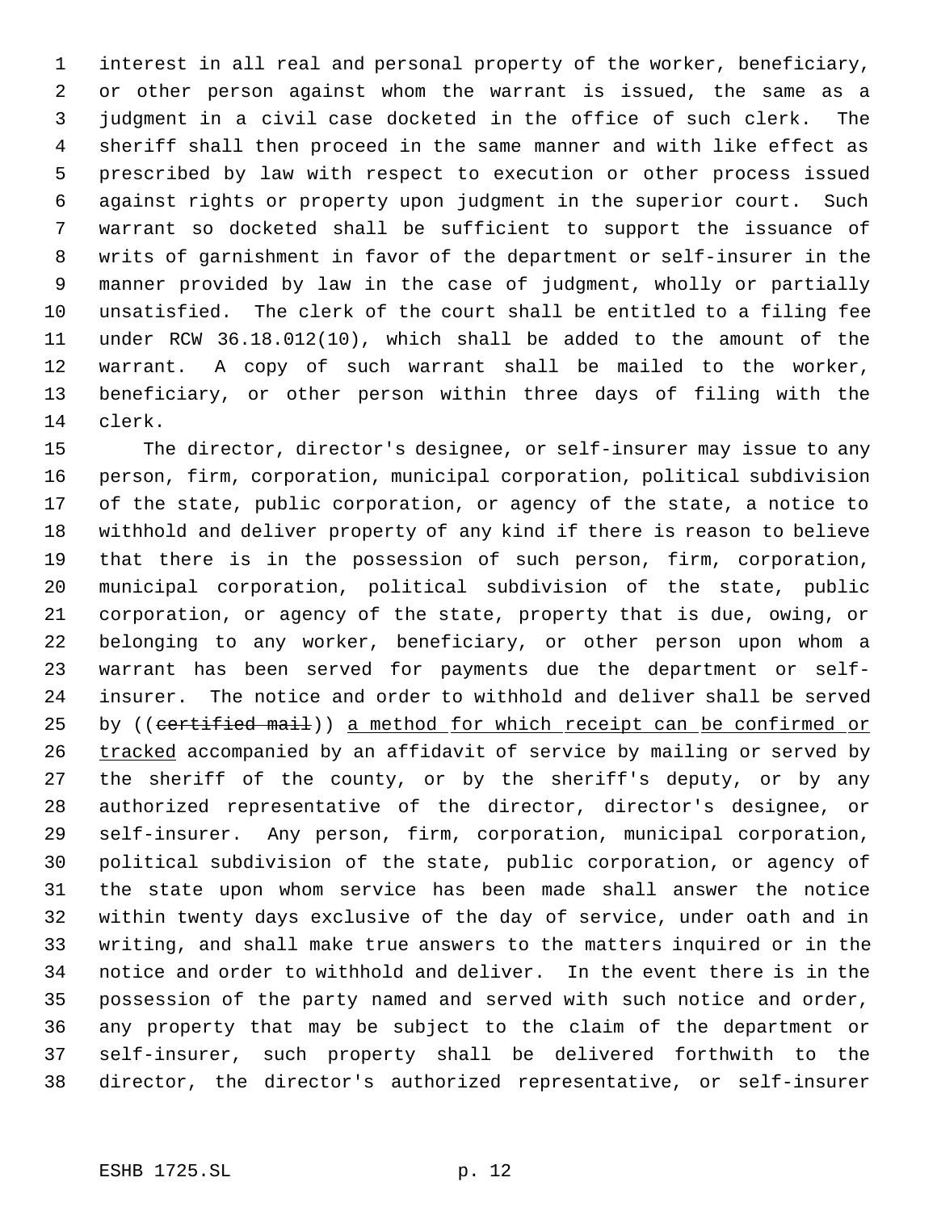interest in all real and personal property of the worker, beneficiary, or other person against whom the warrant is issued, the same as a judgment in a civil case docketed in the office of such clerk. The sheriff shall then proceed in the same manner and with like effect as prescribed by law with respect to execution or other process issued against rights or property upon judgment in the superior court. Such warrant so docketed shall be sufficient to support the issuance of writs of garnishment in favor of the department or self-insurer in the manner provided by law in the case of judgment, wholly or partially unsatisfied. The clerk of the court shall be entitled to a filing fee under RCW 36.18.012(10), which shall be added to the amount of the warrant. A copy of such warrant shall be mailed to the worker, beneficiary, or other person within three days of filing with the clerk.

The director, director's designee, or self-insurer may issue to any person, firm, corporation, municipal corporation, political subdivision of the state, public corporation, or agency of the state, a notice to withhold and deliver property of any kind if there is reason to believe that there is in the possession of such person, firm, corporation, municipal corporation, political subdivision of the state, public corporation, or agency of the state, property that is due, owing, or belonging to any worker, beneficiary, or other person upon whom a warrant has been served for payments due the department or self-insurer. The notice and order to withhold and deliver shall be served by ((~~certified mail~~)) <u>a method for which receipt can be confirmed or tracked</u> accompanied by an affidavit of service by mailing or served by the sheriff of the county, or by the sheriff's deputy, or by any authorized representative of the director, director's designee, or self-insurer. Any person, firm, corporation, municipal corporation, political subdivision of the state, public corporation, or agency of the state upon whom service has been made shall answer the notice within twenty days exclusive of the day of service, under oath and in writing, and shall make true answers to the matters inquired or in the notice and order to withhold and deliver. In the event there is in the possession of the party named and served with such notice and order, any property that may be subject to the claim of the department or self-insurer, such property shall be delivered forthwith to the director, the director's authorized representative, or self-insurer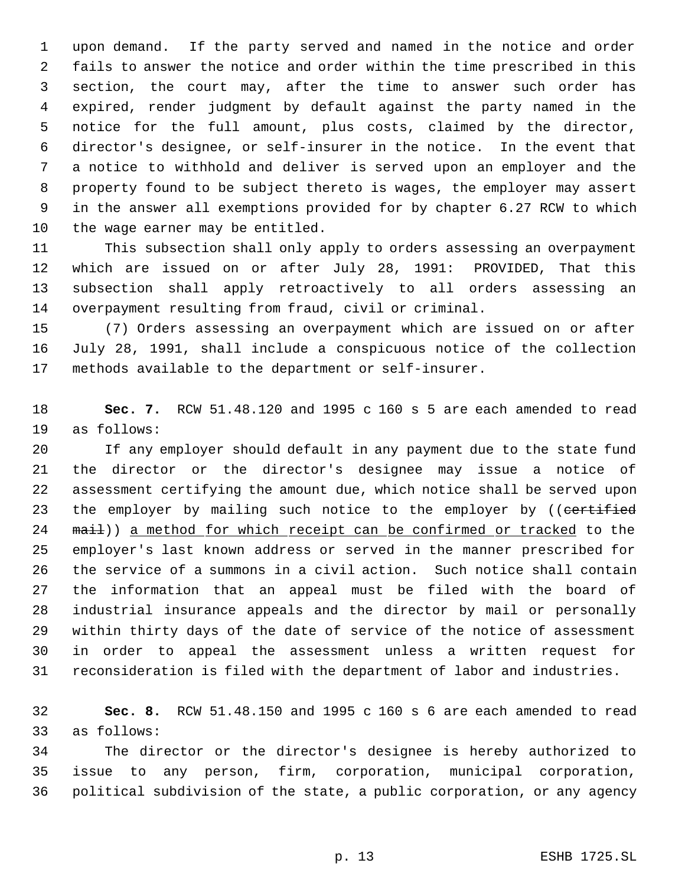upon demand. If the party served and named in the notice and order fails to answer the notice and order within the time prescribed in this section, the court may, after the time to answer such order has expired, render judgment by default against the party named in the notice for the full amount, plus costs, claimed by the director, director's designee, or self-insurer in the notice. In the event that a notice to withhold and deliver is served upon an employer and the property found to be subject thereto is wages, the employer may assert in the answer all exemptions provided for by chapter 6.27 RCW to which the wage earner may be entitled.

This subsection shall only apply to orders assessing an overpayment which are issued on or after July 28, 1991: PROVIDED, That this subsection shall apply retroactively to all orders assessing an overpayment resulting from fraud, civil or criminal.

(7) Orders assessing an overpayment which are issued on or after July 28, 1991, shall include a conspicuous notice of the collection methods available to the department or self-insurer.

**Sec. 7.** RCW 51.48.120 and 1995 c 160 s 5 are each amended to read as follows:

If any employer should default in any payment due to the state fund the director or the director's designee may issue a notice of assessment certifying the amount due, which notice shall be served upon the employer by mailing such notice to the employer by ((~~certified mail~~)) <u>a method for which receipt can be confirmed or tracked</u> to the employer's last known address or served in the manner prescribed for the service of a summons in a civil action. Such notice shall contain the information that an appeal must be filed with the board of industrial insurance appeals and the director by mail or personally within thirty days of the date of service of the notice of assessment in order to appeal the assessment unless a written request for reconsideration is filed with the department of labor and industries.

**Sec. 8.** RCW 51.48.150 and 1995 c 160 s 6 are each amended to read as follows:

The director or the director's designee is hereby authorized to issue to any person, firm, corporation, municipal corporation, political subdivision of the state, a public corporation, or any agency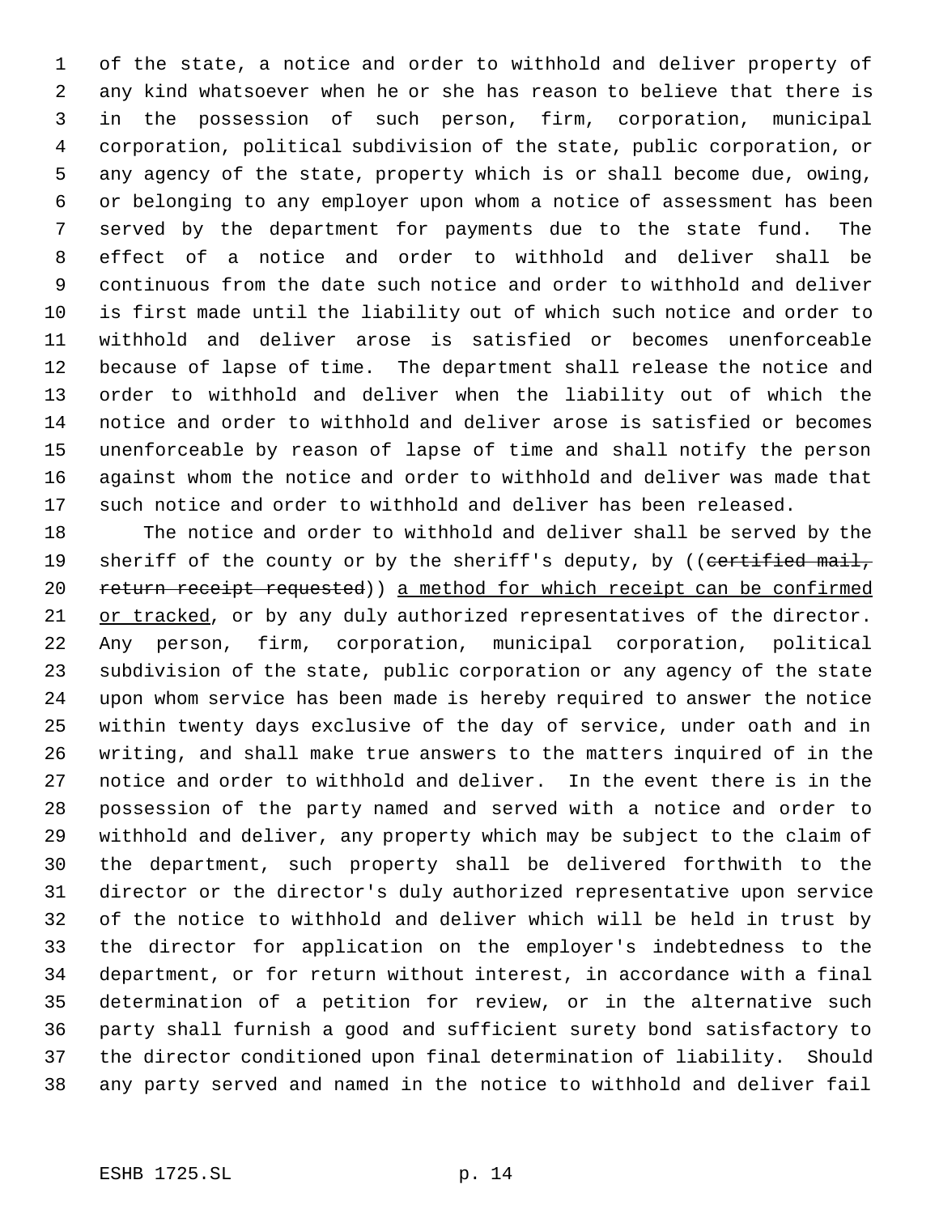of the state, a notice and order to withhold and deliver property of any kind whatsoever when he or she has reason to believe that there is in the possession of such person, firm, corporation, municipal corporation, political subdivision of the state, public corporation, or any agency of the state, property which is or shall become due, owing, or belonging to any employer upon whom a notice of assessment has been served by the department for payments due to the state fund. The effect of a notice and order to withhold and deliver shall be continuous from the date such notice and order to withhold and deliver is first made until the liability out of which such notice and order to withhold and deliver arose is satisfied or becomes unenforceable because of lapse of time. The department shall release the notice and order to withhold and deliver when the liability out of which the notice and order to withhold and deliver arose is satisfied or becomes unenforceable by reason of lapse of time and shall notify the person against whom the notice and order to withhold and deliver was made that such notice and order to withhold and deliver has been released.

The notice and order to withhold and deliver shall be served by the sheriff of the county or by the sheriff's deputy, by ((~~certified mail, return receipt requested~~)) <u>a method for which receipt can be confirmed or tracked</u>, or by any duly authorized representatives of the director. Any person, firm, corporation, municipal corporation, political subdivision of the state, public corporation or any agency of the state upon whom service has been made is hereby required to answer the notice within twenty days exclusive of the day of service, under oath and in writing, and shall make true answers to the matters inquired of in the notice and order to withhold and deliver. In the event there is in the possession of the party named and served with a notice and order to withhold and deliver, any property which may be subject to the claim of the department, such property shall be delivered forthwith to the director or the director's duly authorized representative upon service of the notice to withhold and deliver which will be held in trust by the director for application on the employer's indebtedness to the department, or for return without interest, in accordance with a final determination of a petition for review, or in the alternative such party shall furnish a good and sufficient surety bond satisfactory to the director conditioned upon final determination of liability. Should any party served and named in the notice to withhold and deliver fail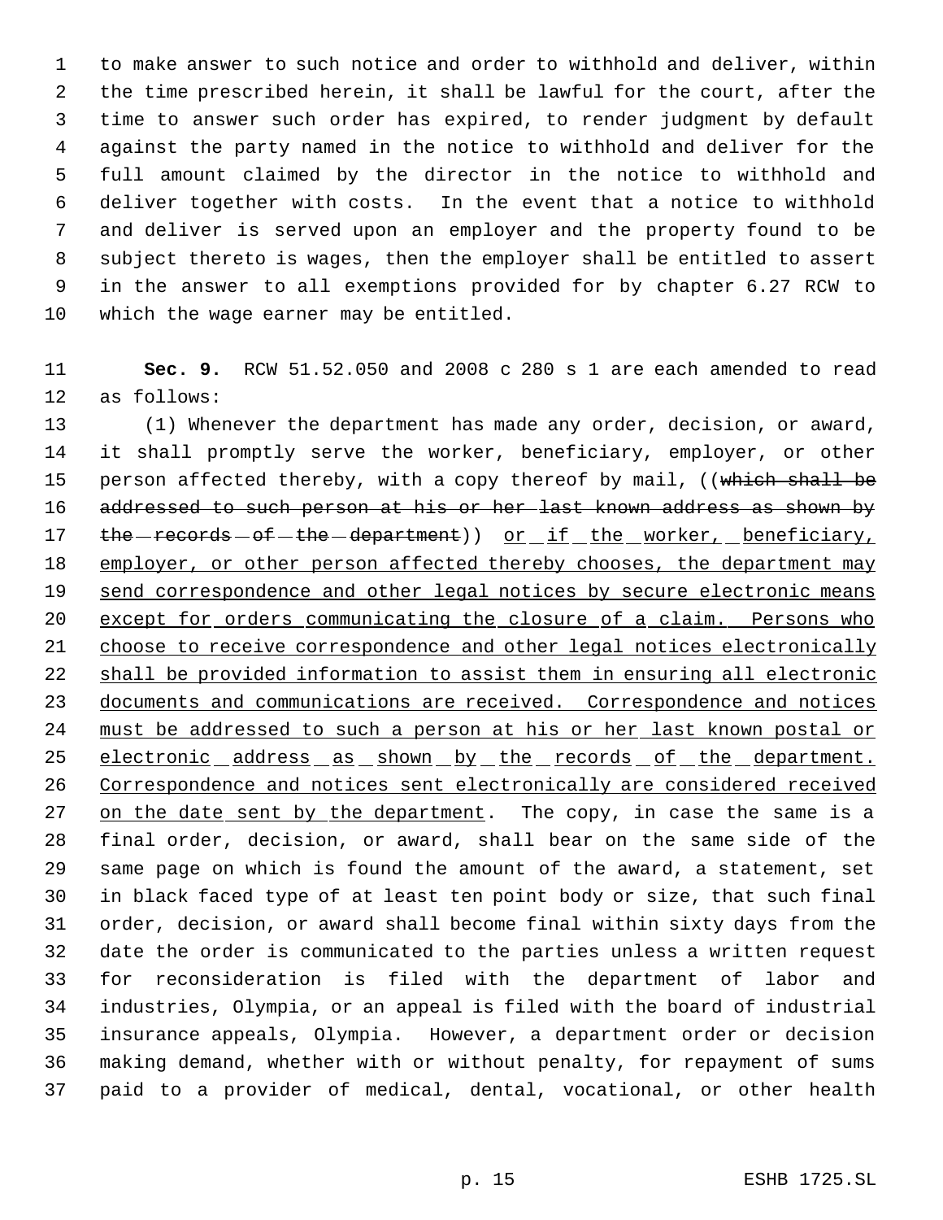to make answer to such notice and order to withhold and deliver, within the time prescribed herein, it shall be lawful for the court, after the time to answer such order has expired, to render judgment by default against the party named in the notice to withhold and deliver for the full amount claimed by the director in the notice to withhold and deliver together with costs. In the event that a notice to withhold and deliver is served upon an employer and the property found to be subject thereto is wages, then the employer shall be entitled to assert in the answer to all exemptions provided for by chapter 6.27 RCW to which the wage earner may be entitled.

**Sec. 9.** RCW 51.52.050 and 2008 c 280 s 1 are each amended to read as follows:

(1) Whenever the department has made any order, decision, or award, it shall promptly serve the worker, beneficiary, employer, or other person affected thereby, with a copy thereof by mail, ((~~which shall be addressed to such person at his or her last known address as shown by the records of the department~~)) <u>or if the worker, beneficiary, employer, or other person affected thereby chooses, the department may send correspondence and other legal notices by secure electronic means except for orders communicating the closure of a claim. Persons who choose to receive correspondence and other legal notices electronically shall be provided information to assist them in ensuring all electronic documents and communications are received. Correspondence and notices must be addressed to such a person at his or her last known postal or electronic address as shown by the records of the department. Correspondence and notices sent electronically are considered received on the date sent by the department</u>. The copy, in case the same is a final order, decision, or award, shall bear on the same side of the same page on which is found the amount of the award, a statement, set in black faced type of at least ten point body or size, that such final order, decision, or award shall become final within sixty days from the date the order is communicated to the parties unless a written request for reconsideration is filed with the department of labor and industries, Olympia, or an appeal is filed with the board of industrial insurance appeals, Olympia. However, a department order or decision making demand, whether with or without penalty, for repayment of sums paid to a provider of medical, dental, vocational, or other health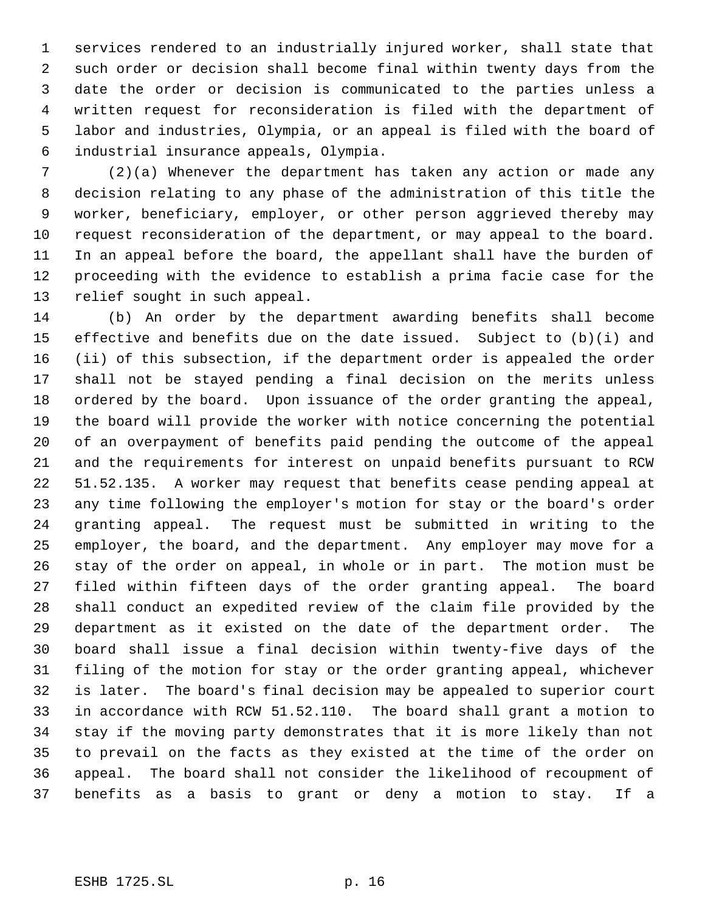services rendered to an industrially injured worker, shall state that such order or decision shall become final within twenty days from the date the order or decision is communicated to the parties unless a written request for reconsideration is filed with the department of labor and industries, Olympia, or an appeal is filed with the board of industrial insurance appeals, Olympia.

(2)(a) Whenever the department has taken any action or made any decision relating to any phase of the administration of this title the worker, beneficiary, employer, or other person aggrieved thereby may request reconsideration of the department, or may appeal to the board. In an appeal before the board, the appellant shall have the burden of proceeding with the evidence to establish a prima facie case for the relief sought in such appeal.

(b) An order by the department awarding benefits shall become effective and benefits due on the date issued. Subject to (b)(i) and (ii) of this subsection, if the department order is appealed the order shall not be stayed pending a final decision on the merits unless ordered by the board. Upon issuance of the order granting the appeal, the board will provide the worker with notice concerning the potential of an overpayment of benefits paid pending the outcome of the appeal and the requirements for interest on unpaid benefits pursuant to RCW 51.52.135. A worker may request that benefits cease pending appeal at any time following the employer's motion for stay or the board's order granting appeal. The request must be submitted in writing to the employer, the board, and the department. Any employer may move for a stay of the order on appeal, in whole or in part. The motion must be filed within fifteen days of the order granting appeal. The board shall conduct an expedited review of the claim file provided by the department as it existed on the date of the department order. The board shall issue a final decision within twenty-five days of the filing of the motion for stay or the order granting appeal, whichever is later. The board's final decision may be appealed to superior court in accordance with RCW 51.52.110. The board shall grant a motion to stay if the moving party demonstrates that it is more likely than not to prevail on the facts as they existed at the time of the order on appeal. The board shall not consider the likelihood of recoupment of benefits as a basis to grant or deny a motion to stay. If a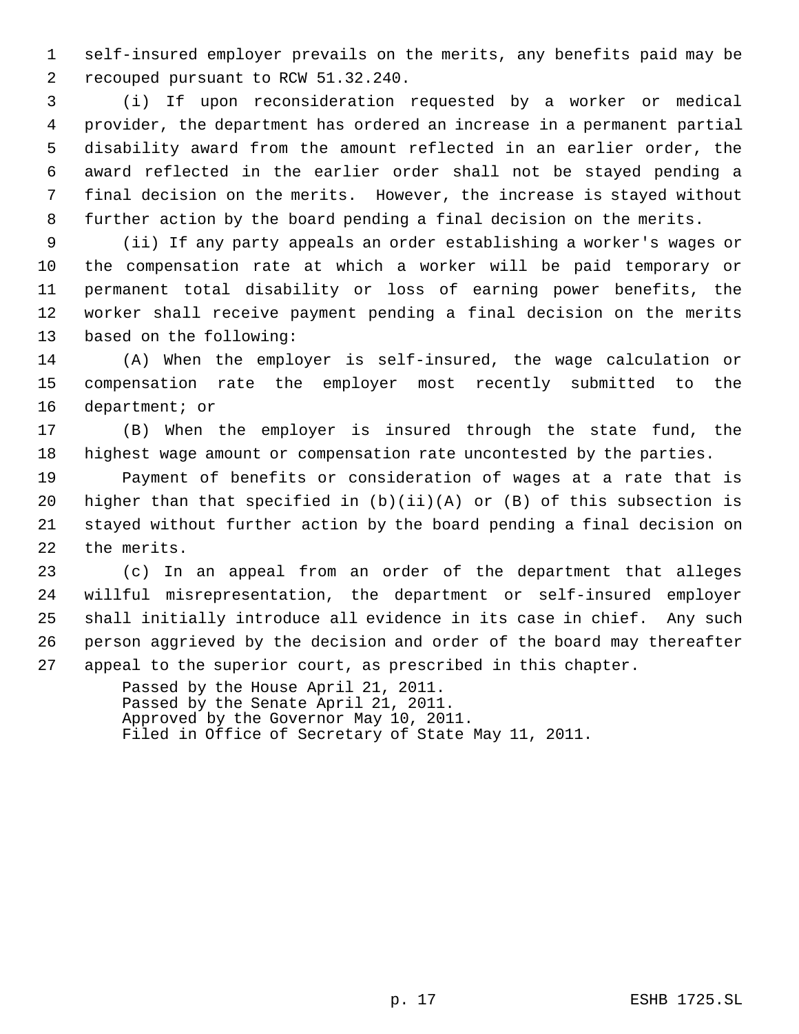self-insured employer prevails on the merits, any benefits paid may be recouped pursuant to RCW 51.32.240.

(i) If upon reconsideration requested by a worker or medical provider, the department has ordered an increase in a permanent partial disability award from the amount reflected in an earlier order, the award reflected in the earlier order shall not be stayed pending a final decision on the merits. However, the increase is stayed without further action by the board pending a final decision on the merits.

(ii) If any party appeals an order establishing a worker's wages or the compensation rate at which a worker will be paid temporary or permanent total disability or loss of earning power benefits, the worker shall receive payment pending a final decision on the merits based on the following:

(A) When the employer is self-insured, the wage calculation or compensation rate the employer most recently submitted to the department; or

(B) When the employer is insured through the state fund, the highest wage amount or compensation rate uncontested by the parties.

Payment of benefits or consideration of wages at a rate that is higher than that specified in (b)(ii)(A) or (B) of this subsection is stayed without further action by the board pending a final decision on the merits.

(c) In an appeal from an order of the department that alleges willful misrepresentation, the department or self-insured employer shall initially introduce all evidence in its case in chief. Any such person aggrieved by the decision and order of the board may thereafter appeal to the superior court, as prescribed in this chapter.

Passed by the House April 21, 2011.
Passed by the Senate April 21, 2011.
Approved by the Governor May 10, 2011.
Filed in Office of Secretary of State May 11, 2011.